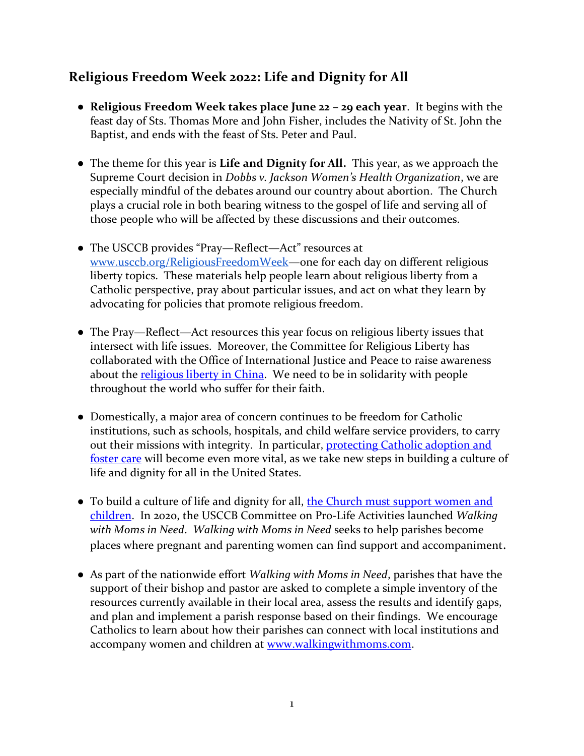## Religious Freedom Week 2022: Life and Dignity for All

- **Religious Freedom Week takes place June 22 – 29 each year**. It begins with the feast day of Sts. Thomas More and John Fisher, includes the Nativity of St. John the Baptist, and ends with the feast of Sts. Peter and Paul.

- The theme for this year is **Life and Dignity for All.** This year, as we approach the Supreme Court decision in *Dobbs v. Jackson Women's Health Organization*, we are especially mindful of the debates around our country about abortion. The Church plays a crucial role in both bearing witness to the gospel of life and serving all of those people who will be affected by these discussions and their outcomes.

- The USCCB provides "Pray—Reflect—Act" resources at [www.usccb.org/ReligiousFreedomWeek](www.usccb.org/ReligiousFreedomWeek)—one for each day on different religious liberty topics. These materials help people learn about religious liberty from a Catholic perspective, pray about particular issues, and act on what they learn by advocating for policies that promote religious freedom.

- The Pray—Reflect—Act resources this year focus on religious liberty issues that intersect with life issues. Moreover, the Committee for Religious Liberty has collaborated with the Office of International Justice and Peace to raise awareness about the religious liberty in China. We need to be in solidarity with people throughout the world who suffer for their faith.

- Domestically, a major area of concern continues to be freedom for Catholic institutions, such as schools, hospitals, and child welfare service providers, to carry out their missions with integrity. In particular, protecting Catholic adoption and foster care will become even more vital, as we take new steps in building a culture of life and dignity for all in the United States.

- To build a culture of life and dignity for all, the Church must support women and children. In 2020, the USCCB Committee on Pro-Life Activities launched *Walking with Moms in Need*. *Walking with Moms in Need* seeks to help parishes become places where pregnant and parenting women can find support and accompaniment.

- As part of the nationwide effort *Walking with Moms in Need*, parishes that have the support of their bishop and pastor are asked to complete a simple inventory of the resources currently available in their local area, assess the results and identify gaps, and plan and implement a parish response based on their findings. We encourage Catholics to learn about how their parishes can connect with local institutions and accompany women and children at [www.walkingwithmoms.com](www.walkingwithmoms.com).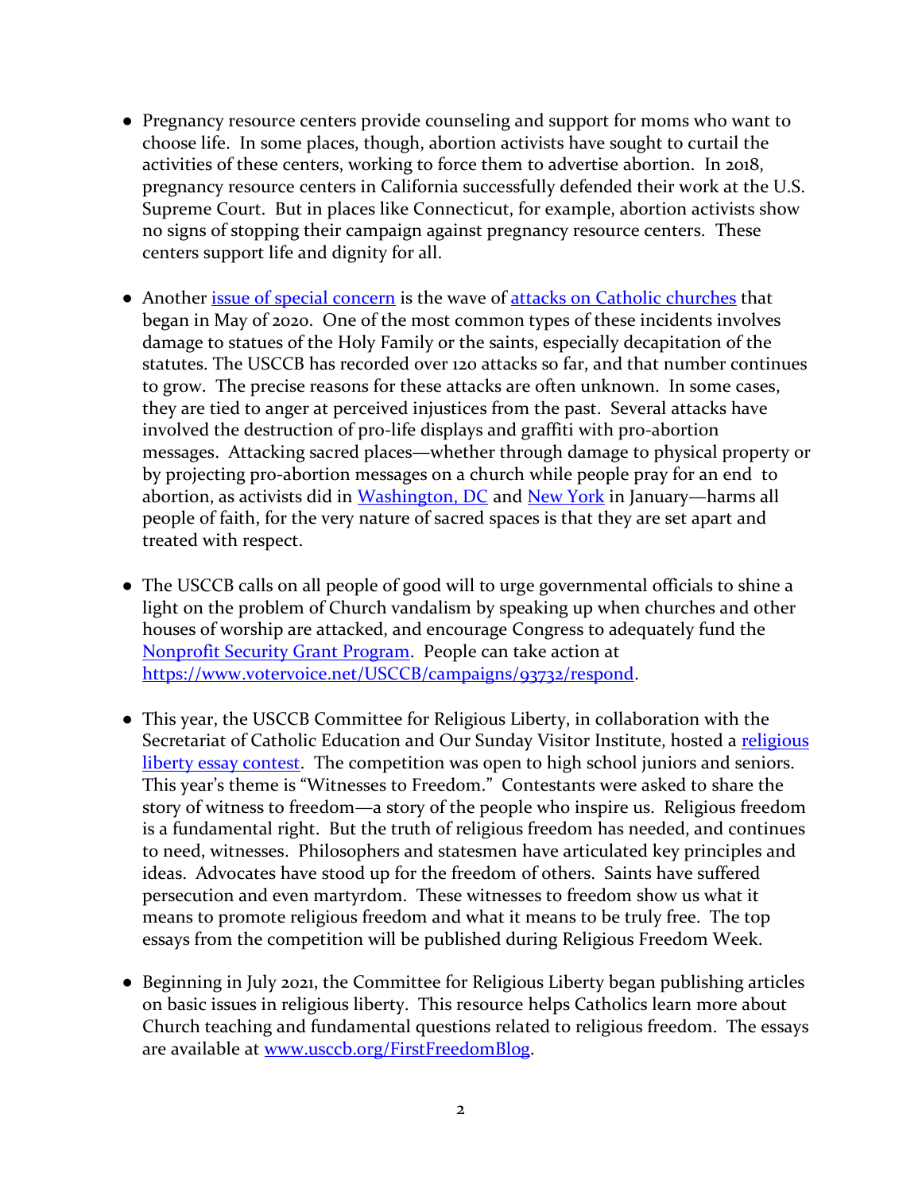- Pregnancy resource centers provide counseling and support for moms who want to choose life. In some places, though, abortion activists have sought to curtail the activities of these centers, working to force them to advertise abortion. In 2018, pregnancy resource centers in California successfully defended their work at the U.S. Supreme Court. But in places like Connecticut, for example, abortion activists show no signs of stopping their campaign against pregnancy resource centers. These centers support life and dignity for all.

- Another issue of special concern is the wave of attacks on Catholic churches that began in May of 2020. One of the most common types of these incidents involves damage to statues of the Holy Family or the saints, especially decapitation of the statutes. The USCCB has recorded over 120 attacks so far, and that number continues to grow. The precise reasons for these attacks are often unknown. In some cases, they are tied to anger at perceived injustices from the past. Several attacks have involved the destruction of pro-life displays and graffiti with pro-abortion messages. Attacking sacred places—whether through damage to physical property or by projecting pro-abortion messages on a church while people pray for an end to abortion, as activists did in Washington, DC and New York in January—harms all people of faith, for the very nature of sacred spaces is that they are set apart and treated with respect.

- The USCCB calls on all people of good will to urge governmental officials to shine a light on the problem of Church vandalism by speaking up when churches and other houses of worship are attacked, and encourage Congress to adequately fund the Nonprofit Security Grant Program. People can take action at https://www.votervoice.net/USCCB/campaigns/93732/respond.

- This year, the USCCB Committee for Religious Liberty, in collaboration with the Secretariat of Catholic Education and Our Sunday Visitor Institute, hosted a religious liberty essay contest. The competition was open to high school juniors and seniors. This year's theme is "Witnesses to Freedom." Contestants were asked to share the story of witness to freedom—a story of the people who inspire us. Religious freedom is a fundamental right. But the truth of religious freedom has needed, and continues to need, witnesses. Philosophers and statesmen have articulated key principles and ideas. Advocates have stood up for the freedom of others. Saints have suffered persecution and even martyrdom. These witnesses to freedom show us what it means to promote religious freedom and what it means to be truly free. The top essays from the competition will be published during Religious Freedom Week.

- Beginning in July 2021, the Committee for Religious Liberty began publishing articles on basic issues in religious liberty. This resource helps Catholics learn more about Church teaching and fundamental questions related to religious freedom. The essays are available at www.usccb.org/FirstFreedomBlog.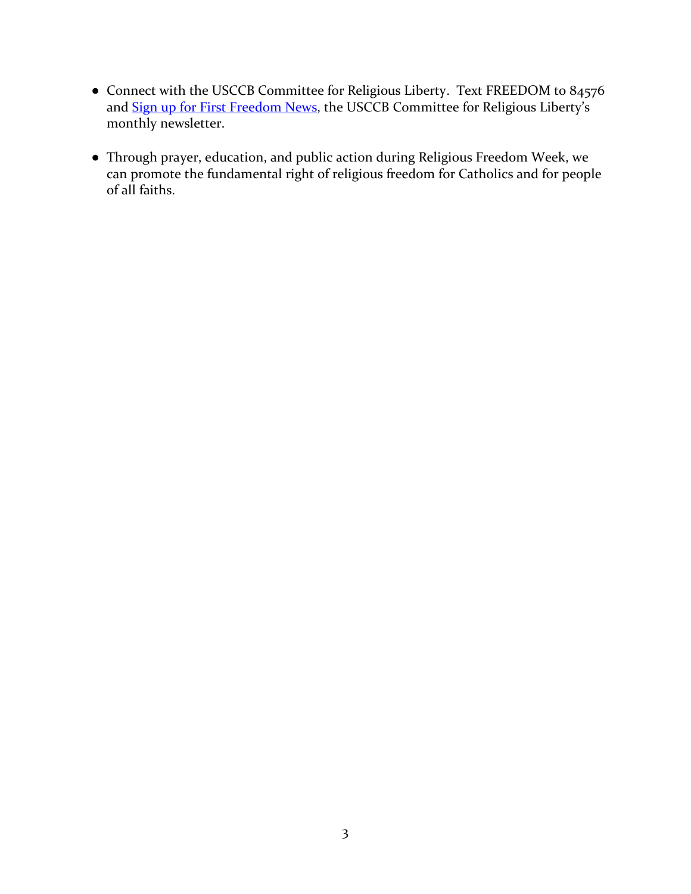- Connect with the USCCB Committee for Religious Liberty. Text FREEDOM to 84576 and Sign up for First Freedom News, the USCCB Committee for Religious Liberty's monthly newsletter.

- Through prayer, education, and public action during Religious Freedom Week, we can promote the fundamental right of religious freedom for Catholics and for people of all faiths.